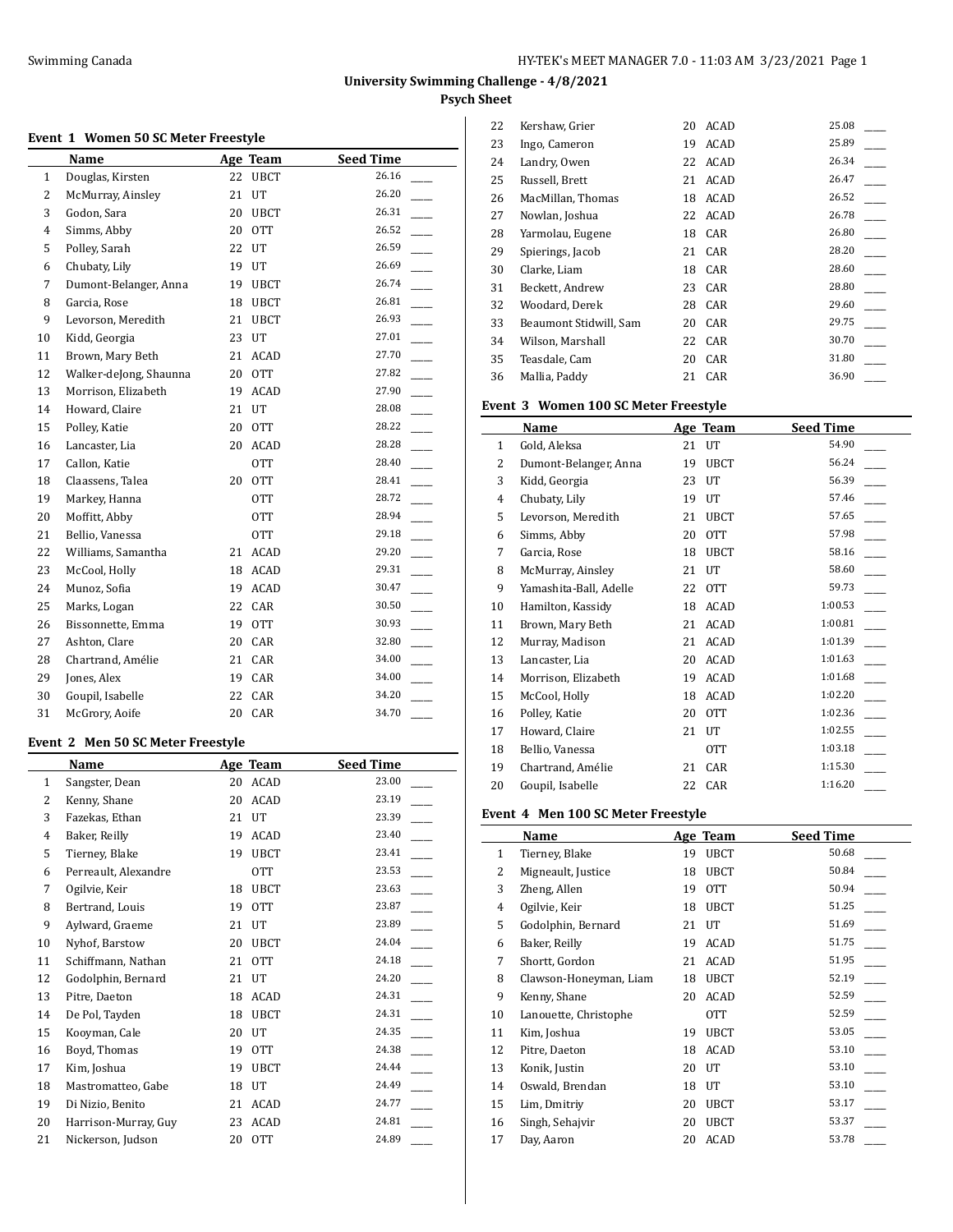**University Swimming Challenge - 4/8/2021**

**Psych Sheet**

### Event 1 Women 50 SC Meter Freestyle

| | Name | Age | Team | Seed Time | |
|---|---|---|---|---|---|
| 1 | Douglas, Kirsten | 22 | UBCT | 26.16 | ____ |
| 2 | McMurray, Ainsley | 21 | UT | 26.20 | ____ |
| 3 | Godon, Sara | 20 | UBCT | 26.31 | ____ |
| 4 | Simms, Abby | 20 | OTT | 26.52 | ____ |
| 5 | Polley, Sarah | 22 | UT | 26.59 | ____ |
| 6 | Chubaty, Lily | 19 | UT | 26.69 | ____ |
| 7 | Dumont-Belanger, Anna | 19 | UBCT | 26.74 | ____ |
| 8 | Garcia, Rose | 18 | UBCT | 26.81 | ____ |
| 9 | Levorson, Meredith | 21 | UBCT | 26.93 | ____ |
| 10 | Kidd, Georgia | 23 | UT | 27.01 | ____ |
| 11 | Brown, Mary Beth | 21 | ACAD | 27.70 | ____ |
| 12 | Walker-deJong, Shaunna | 20 | OTT | 27.82 | ____ |
| 13 | Morrison, Elizabeth | 19 | ACAD | 27.90 | ____ |
| 14 | Howard, Claire | 21 | UT | 28.08 | ____ |
| 15 | Polley, Katie | 20 | OTT | 28.22 | ____ |
| 16 | Lancaster, Lia | 20 | ACAD | 28.28 | ____ |
| 17 | Callon, Katie | | OTT | 28.40 | ____ |
| 18 | Claassens, Talea | 20 | OTT | 28.41 | ____ |
| 19 | Markey, Hanna | | OTT | 28.72 | ____ |
| 20 | Moffitt, Abby | | OTT | 28.94 | ____ |
| 21 | Bellio, Vanessa | | OTT | 29.18 | ____ |
| 22 | Williams, Samantha | 21 | ACAD | 29.20 | ____ |
| 23 | McCool, Holly | 18 | ACAD | 29.31 | ____ |
| 24 | Munoz, Sofia | 19 | ACAD | 30.47 | ____ |
| 25 | Marks, Logan | 22 | CAR | 30.50 | ____ |
| 26 | Bissonnette, Emma | 19 | OTT | 30.93 | ____ |
| 27 | Ashton, Clare | 20 | CAR | 32.80 | ____ |
| 28 | Chartrand, Amélie | 21 | CAR | 34.00 | ____ |
| 29 | Jones, Alex | 19 | CAR | 34.00 | ____ |
| 30 | Goupil, Isabelle | 22 | CAR | 34.20 | ____ |
| 31 | McGrory, Aoife | 20 | CAR | 34.70 | ____ |

### Event 2 Men 50 SC Meter Freestyle

| | Name | Age | Team | Seed Time | |
|---|---|---|---|---|---|
| 1 | Sangster, Dean | 20 | ACAD | 23.00 | ____ |
| 2 | Kenny, Shane | 20 | ACAD | 23.19 | ____ |
| 3 | Fazekas, Ethan | 21 | UT | 23.39 | ____ |
| 4 | Baker, Reilly | 19 | ACAD | 23.40 | ____ |
| 5 | Tierney, Blake | 19 | UBCT | 23.41 | ____ |
| 6 | Perreault, Alexandre | | OTT | 23.53 | ____ |
| 7 | Ogilvie, Keir | 18 | UBCT | 23.63 | ____ |
| 8 | Bertrand, Louis | 19 | OTT | 23.87 | ____ |
| 9 | Aylward, Graeme | 21 | UT | 23.89 | ____ |
| 10 | Nyhof, Barstow | 20 | UBCT | 24.04 | ____ |
| 11 | Schiffmann, Nathan | 21 | OTT | 24.18 | ____ |
| 12 | Godolphin, Bernard | 21 | UT | 24.20 | ____ |
| 13 | Pitre, Daeton | 18 | ACAD | 24.31 | ____ |
| 14 | De Pol, Tayden | 18 | UBCT | 24.31 | ____ |
| 15 | Kooyman, Cale | 20 | UT | 24.35 | ____ |
| 16 | Boyd, Thomas | 19 | OTT | 24.38 | ____ |
| 17 | Kim, Joshua | 19 | UBCT | 24.44 | ____ |
| 18 | Mastromatteo, Gabe | 18 | UT | 24.49 | ____ |
| 19 | Di Nizio, Benito | 21 | ACAD | 24.77 | ____ |
| 20 | Harrison-Murray, Guy | 23 | ACAD | 24.81 | ____ |
| 21 | Nickerson, Judson | 20 | OTT | 24.89 | ____ |
| 22 | Kershaw, Grier | 20 | ACAD | 25.08 | ____ |
| 23 | Ingo, Cameron | 19 | ACAD | 25.89 | ____ |
| 24 | Landry, Owen | 22 | ACAD | 26.34 | ____ |
| 25 | Russell, Brett | 21 | ACAD | 26.47 | ____ |
| 26 | MacMillan, Thomas | 18 | ACAD | 26.52 | ____ |
| 27 | Nowlan, Joshua | 22 | ACAD | 26.78 | ____ |
| 28 | Yarmolau, Eugene | 18 | CAR | 26.80 | ____ |
| 29 | Spierings, Jacob | 21 | CAR | 28.20 | ____ |
| 30 | Clarke, Liam | 18 | CAR | 28.60 | ____ |
| 31 | Beckett, Andrew | 23 | CAR | 28.80 | ____ |
| 32 | Woodard, Derek | 28 | CAR | 29.60 | ____ |
| 33 | Beaumont Stidwill, Sam | 20 | CAR | 29.75 | ____ |
| 34 | Wilson, Marshall | 22 | CAR | 30.70 | ____ |
| 35 | Teasdale, Cam | 20 | CAR | 31.80 | ____ |
| 36 | Mallia, Paddy | 21 | CAR | 36.90 | ____ |

### Event 3 Women 100 SC Meter Freestyle

| | Name | Age | Team | Seed Time | |
|---|---|---|---|---|---|
| 1 | Gold, Aleksa | 21 | UT | 54.90 | ____ |
| 2 | Dumont-Belanger, Anna | 19 | UBCT | 56.24 | ____ |
| 3 | Kidd, Georgia | 23 | UT | 56.39 | ____ |
| 4 | Chubaty, Lily | 19 | UT | 57.46 | ____ |
| 5 | Levorson, Meredith | 21 | UBCT | 57.65 | ____ |
| 6 | Simms, Abby | 20 | OTT | 57.98 | ____ |
| 7 | Garcia, Rose | 18 | UBCT | 58.16 | ____ |
| 8 | McMurray, Ainsley | 21 | UT | 58.60 | ____ |
| 9 | Yamashita-Ball, Adelle | 22 | OTT | 59.73 | ____ |
| 10 | Hamilton, Kassidy | 18 | ACAD | 1:00.53 | ____ |
| 11 | Brown, Mary Beth | 21 | ACAD | 1:00.81 | ____ |
| 12 | Murray, Madison | 21 | ACAD | 1:01.39 | ____ |
| 13 | Lancaster, Lia | 20 | ACAD | 1:01.63 | ____ |
| 14 | Morrison, Elizabeth | 19 | ACAD | 1:01.68 | ____ |
| 15 | McCool, Holly | 18 | ACAD | 1:02.20 | ____ |
| 16 | Polley, Katie | 20 | OTT | 1:02.36 | ____ |
| 17 | Howard, Claire | 21 | UT | 1:02.55 | ____ |
| 18 | Bellio, Vanessa | | OTT | 1:03.18 | ____ |
| 19 | Chartrand, Amélie | 21 | CAR | 1:15.30 | ____ |
| 20 | Goupil, Isabelle | 22 | CAR | 1:16.20 | ____ |

### Event 4 Men 100 SC Meter Freestyle

| | Name | Age | Team | Seed Time | |
|---|---|---|---|---|---|
| 1 | Tierney, Blake | 19 | UBCT | 50.68 | ____ |
| 2 | Migneault, Justice | 18 | UBCT | 50.84 | ____ |
| 3 | Zheng, Allen | 19 | OTT | 50.94 | ____ |
| 4 | Ogilvie, Keir | 18 | UBCT | 51.25 | ____ |
| 5 | Godolphin, Bernard | 21 | UT | 51.69 | ____ |
| 6 | Baker, Reilly | 19 | ACAD | 51.75 | ____ |
| 7 | Shortt, Gordon | 21 | ACAD | 51.95 | ____ |
| 8 | Clawson-Honeyman, Liam | 18 | UBCT | 52.19 | ____ |
| 9 | Kenny, Shane | 20 | ACAD | 52.59 | ____ |
| 10 | Lanouette, Christophe | | OTT | 52.59 | ____ |
| 11 | Kim, Joshua | 19 | UBCT | 53.05 | ____ |
| 12 | Pitre, Daeton | 18 | ACAD | 53.10 | ____ |
| 13 | Konik, Justin | 20 | UT | 53.10 | ____ |
| 14 | Oswald, Brendan | 18 | UT | 53.10 | ____ |
| 15 | Lim, Dmitriy | 20 | UBCT | 53.17 | ____ |
| 16 | Singh, Sehajvir | 20 | UBCT | 53.37 | ____ |
| 17 | Day, Aaron | 20 | ACAD | 53.78 | ____ |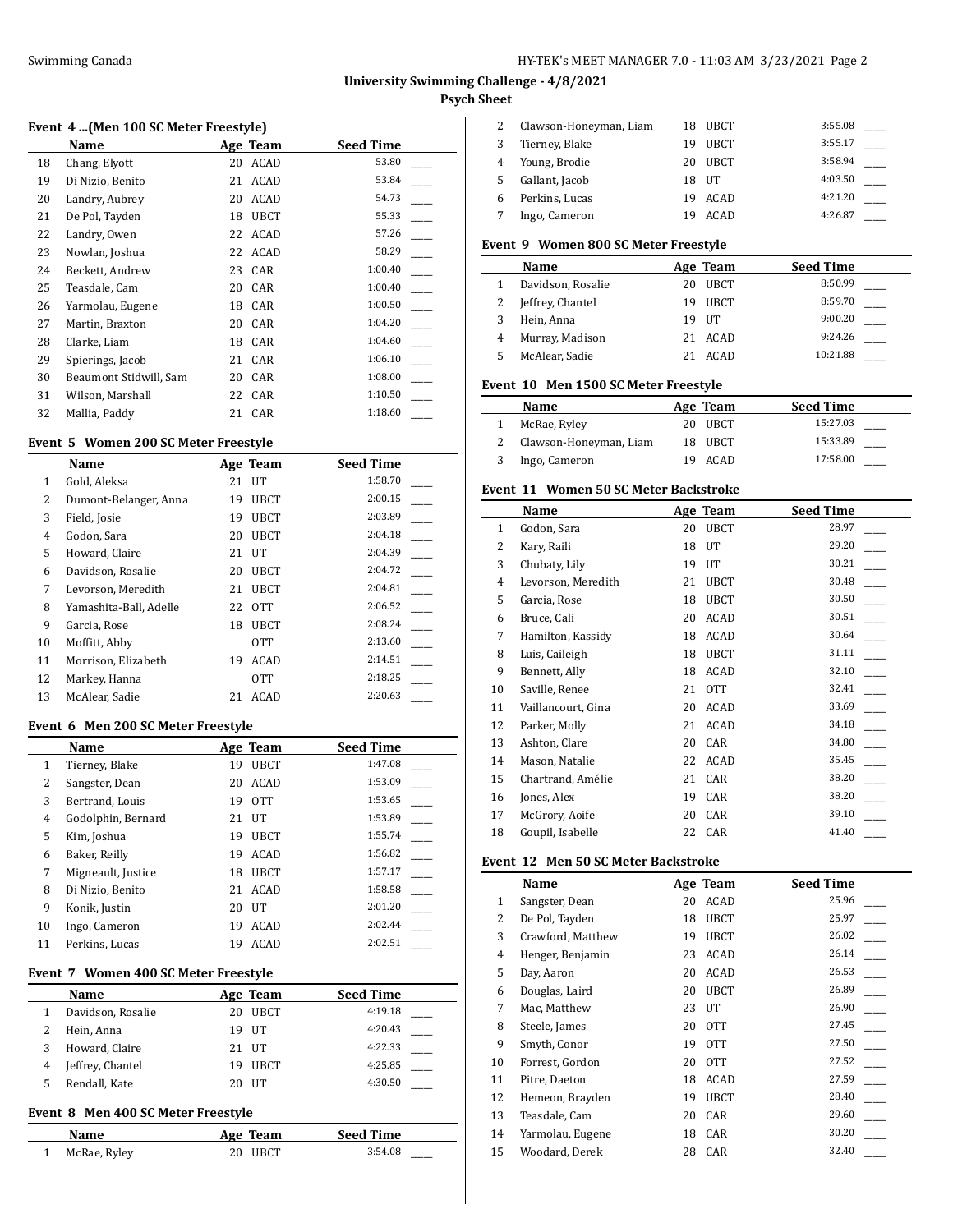## University Swimming Challenge - 4/8/2021

### Psych Sheet

#### Event 4 ...(Men 100 SC Meter Freestyle)

| | Name | Age | Team | Seed Time |
|---|---|---|---|---|
| 18 | Chang, Elyott | 20 | ACAD | 53.80 |
| 19 | Di Nizio, Benito | 21 | ACAD | 53.84 |
| 20 | Landry, Aubrey | 20 | ACAD | 54.73 |
| 21 | De Pol, Tayden | 18 | UBCT | 55.33 |
| 22 | Landry, Owen | 22 | ACAD | 57.26 |
| 23 | Nowlan, Joshua | 22 | ACAD | 58.29 |
| 24 | Beckett, Andrew | 23 | CAR | 1:00.40 |
| 25 | Teasdale, Cam | 20 | CAR | 1:00.40 |
| 26 | Yarmolau, Eugene | 18 | CAR | 1:00.50 |
| 27 | Martin, Braxton | 20 | CAR | 1:04.20 |
| 28 | Clarke, Liam | 18 | CAR | 1:04.60 |
| 29 | Spierings, Jacob | 21 | CAR | 1:06.10 |
| 30 | Beaumont Stidwill, Sam | 20 | CAR | 1:08.00 |
| 31 | Wilson, Marshall | 22 | CAR | 1:10.50 |
| 32 | Mallia, Paddy | 21 | CAR | 1:18.60 |

#### Event 5 Women 200 SC Meter Freestyle

| | Name | Age | Team | Seed Time |
|---|---|---|---|---|
| 1 | Gold, Aleksa | 21 | UT | 1:58.70 |
| 2 | Dumont-Belanger, Anna | 19 | UBCT | 2:00.15 |
| 3 | Field, Josie | 19 | UBCT | 2:03.89 |
| 4 | Godon, Sara | 20 | UBCT | 2:04.18 |
| 5 | Howard, Claire | 21 | UT | 2:04.39 |
| 6 | Davidson, Rosalie | 20 | UBCT | 2:04.72 |
| 7 | Levorson, Meredith | 21 | UBCT | 2:04.81 |
| 8 | Yamashita-Ball, Adelle | 22 | OTT | 2:06.52 |
| 9 | Garcia, Rose | 18 | UBCT | 2:08.24 |
| 10 | Moffitt, Abby | | OTT | 2:13.60 |
| 11 | Morrison, Elizabeth | 19 | ACAD | 2:14.51 |
| 12 | Markey, Hanna | | OTT | 2:18.25 |
| 13 | McAlear, Sadie | 21 | ACAD | 2:20.63 |

#### Event 6 Men 200 SC Meter Freestyle

| | Name | Age | Team | Seed Time |
|---|---|---|---|---|
| 1 | Tierney, Blake | 19 | UBCT | 1:47.08 |
| 2 | Sangster, Dean | 20 | ACAD | 1:53.09 |
| 3 | Bertrand, Louis | 19 | OTT | 1:53.65 |
| 4 | Godolphin, Bernard | 21 | UT | 1:53.89 |
| 5 | Kim, Joshua | 19 | UBCT | 1:55.74 |
| 6 | Baker, Reilly | 19 | ACAD | 1:56.82 |
| 7 | Migneault, Justice | 18 | UBCT | 1:57.17 |
| 8 | Di Nizio, Benito | 21 | ACAD | 1:58.58 |
| 9 | Konik, Justin | 20 | UT | 2:01.20 |
| 10 | Ingo, Cameron | 19 | ACAD | 2:02.44 |
| 11 | Perkins, Lucas | 19 | ACAD | 2:02.51 |

#### Event 7 Women 400 SC Meter Freestyle

| | Name | Age | Team | Seed Time |
|---|---|---|---|---|
| 1 | Davidson, Rosalie | 20 | UBCT | 4:19.18 |
| 2 | Hein, Anna | 19 | UT | 4:20.43 |
| 3 | Howard, Claire | 21 | UT | 4:22.33 |
| 4 | Jeffrey, Chantel | 19 | UBCT | 4:25.85 |
| 5 | Rendall, Kate | 20 | UT | 4:30.50 |

#### Event 8 Men 400 SC Meter Freestyle

| | Name | Age | Team | Seed Time |
|---|---|---|---|---|
| 1 | McRae, Ryley | 20 | UBCT | 3:54.08 |
| 2 | Clawson-Honeyman, Liam | 18 | UBCT | 3:55.08 |
| 3 | Tierney, Blake | 19 | UBCT | 3:55.17 |
| 4 | Young, Brodie | 20 | UBCT | 3:58.94 |
| 5 | Gallant, Jacob | 18 | UT | 4:03.50 |
| 6 | Perkins, Lucas | 19 | ACAD | 4:21.20 |
| 7 | Ingo, Cameron | 19 | ACAD | 4:26.87 |

#### Event 9 Women 800 SC Meter Freestyle

| | Name | Age | Team | Seed Time |
|---|---|---|---|---|
| 1 | Davidson, Rosalie | 20 | UBCT | 8:50.99 |
| 2 | Jeffrey, Chantel | 19 | UBCT | 8:59.70 |
| 3 | Hein, Anna | 19 | UT | 9:00.20 |
| 4 | Murray, Madison | 21 | ACAD | 9:24.26 |
| 5 | McAlear, Sadie | 21 | ACAD | 10:21.88 |

#### Event 10 Men 1500 SC Meter Freestyle

| | Name | Age | Team | Seed Time |
|---|---|---|---|---|
| 1 | McRae, Ryley | 20 | UBCT | 15:27.03 |
| 2 | Clawson-Honeyman, Liam | 18 | UBCT | 15:33.89 |
| 3 | Ingo, Cameron | 19 | ACAD | 17:58.00 |

#### Event 11 Women 50 SC Meter Backstroke

| | Name | Age | Team | Seed Time |
|---|---|---|---|---|
| 1 | Godon, Sara | 20 | UBCT | 28.97 |
| 2 | Kary, Raili | 18 | UT | 29.20 |
| 3 | Chubaty, Lily | 19 | UT | 30.21 |
| 4 | Levorson, Meredith | 21 | UBCT | 30.48 |
| 5 | Garcia, Rose | 18 | UBCT | 30.50 |
| 6 | Bruce, Cali | 20 | ACAD | 30.51 |
| 7 | Hamilton, Kassidy | 18 | ACAD | 30.64 |
| 8 | Luis, Caileigh | 18 | UBCT | 31.11 |
| 9 | Bennett, Ally | 18 | ACAD | 32.10 |
| 10 | Saville, Renee | 21 | OTT | 32.41 |
| 11 | Vaillancourt, Gina | 20 | ACAD | 33.69 |
| 12 | Parker, Molly | 21 | ACAD | 34.18 |
| 13 | Ashton, Clare | 20 | CAR | 34.80 |
| 14 | Mason, Natalie | 22 | ACAD | 35.45 |
| 15 | Chartrand, Amélie | 21 | CAR | 38.20 |
| 16 | Jones, Alex | 19 | CAR | 38.20 |
| 17 | McGrory, Aoife | 20 | CAR | 39.10 |
| 18 | Goupil, Isabelle | 22 | CAR | 41.40 |

#### Event 12 Men 50 SC Meter Backstroke

| | Name | Age | Team | Seed Time |
|---|---|---|---|---|
| 1 | Sangster, Dean | 20 | ACAD | 25.96 |
| 2 | De Pol, Tayden | 18 | UBCT | 25.97 |
| 3 | Crawford, Matthew | 19 | UBCT | 26.02 |
| 4 | Henger, Benjamin | 23 | ACAD | 26.14 |
| 5 | Day, Aaron | 20 | ACAD | 26.53 |
| 6 | Douglas, Laird | 20 | UBCT | 26.89 |
| 7 | Mac, Matthew | 23 | UT | 26.90 |
| 8 | Steele, James | 20 | OTT | 27.45 |
| 9 | Smyth, Conor | 19 | OTT | 27.50 |
| 10 | Forrest, Gordon | 20 | OTT | 27.52 |
| 11 | Pitre, Daeton | 18 | ACAD | 27.59 |
| 12 | Hemeon, Brayden | 19 | UBCT | 28.40 |
| 13 | Teasdale, Cam | 20 | CAR | 29.60 |
| 14 | Yarmolau, Eugene | 18 | CAR | 30.20 |
| 15 | Woodard, Derek | 28 | CAR | 32.40 |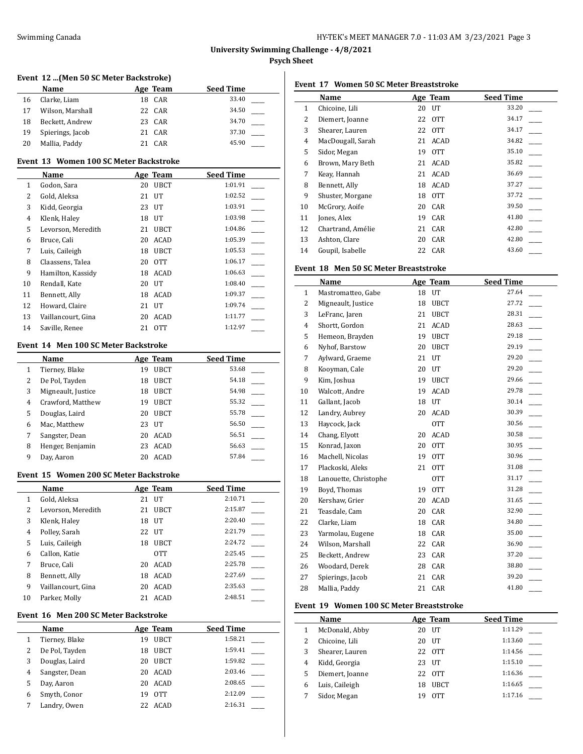## University Swimming Challenge - 4/8/2021

### Psych Sheet

### Event 12 ...(Men 50 SC Meter Backstroke)

| | Name | Age | Team | Seed Time | |
|---|---|---|---|---|---|
| 16 | Clarke, Liam | 18 | CAR | 33.40 | ____ |
| 17 | Wilson, Marshall | 22 | CAR | 34.50 | ____ |
| 18 | Beckett, Andrew | 23 | CAR | 34.70 | ____ |
| 19 | Spierings, Jacob | 21 | CAR | 37.30 | ____ |
| 20 | Mallia, Paddy | 21 | CAR | 45.90 | ____ |

### Event 13 Women 100 SC Meter Backstroke

| | Name | Age | Team | Seed Time | |
|---|---|---|---|---|---|
| 1 | Godon, Sara | 20 | UBCT | 1:01.91 | ____ |
| 2 | Gold, Aleksa | 21 | UT | 1:02.52 | ____ |
| 3 | Kidd, Georgia | 23 | UT | 1:03.91 | ____ |
| 4 | Klenk, Haley | 18 | UT | 1:03.98 | ____ |
| 5 | Levorson, Meredith | 21 | UBCT | 1:04.86 | ____ |
| 6 | Bruce, Cali | 20 | ACAD | 1:05.39 | ____ |
| 7 | Luis, Caileigh | 18 | UBCT | 1:05.53 | ____ |
| 8 | Claassens, Talea | 20 | OTT | 1:06.17 | ____ |
| 9 | Hamilton, Kassidy | 18 | ACAD | 1:06.63 | ____ |
| 10 | Rendall, Kate | 20 | UT | 1:08.40 | ____ |
| 11 | Bennett, Ally | 18 | ACAD | 1:09.37 | ____ |
| 12 | Howard, Claire | 21 | UT | 1:09.74 | ____ |
| 13 | Vaillancourt, Gina | 20 | ACAD | 1:11.77 | ____ |
| 14 | Saville, Renee | 21 | OTT | 1:12.97 | ____ |

### Event 14 Men 100 SC Meter Backstroke

| | Name | Age | Team | Seed Time | |
|---|---|---|---|---|---|
| 1 | Tierney, Blake | 19 | UBCT | 53.68 | ____ |
| 2 | De Pol, Tayden | 18 | UBCT | 54.18 | ____ |
| 3 | Migneault, Justice | 18 | UBCT | 54.98 | ____ |
| 4 | Crawford, Matthew | 19 | UBCT | 55.32 | ____ |
| 5 | Douglas, Laird | 20 | UBCT | 55.78 | ____ |
| 6 | Mac, Matthew | 23 | UT | 56.50 | ____ |
| 7 | Sangster, Dean | 20 | ACAD | 56.51 | ____ |
| 8 | Henger, Benjamin | 23 | ACAD | 56.63 | ____ |
| 9 | Day, Aaron | 20 | ACAD | 57.84 | ____ |

### Event 15 Women 200 SC Meter Backstroke

| | Name | Age | Team | Seed Time | |
|---|---|---|---|---|---|
| 1 | Gold, Aleksa | 21 | UT | 2:10.71 | ____ |
| 2 | Levorson, Meredith | 21 | UBCT | 2:15.87 | ____ |
| 3 | Klenk, Haley | 18 | UT | 2:20.40 | ____ |
| 4 | Polley, Sarah | 22 | UT | 2:21.79 | ____ |
| 5 | Luis, Caileigh | 18 | UBCT | 2:24.72 | ____ |
| 6 | Callon, Katie | | OTT | 2:25.45 | ____ |
| 7 | Bruce, Cali | 20 | ACAD | 2:25.78 | ____ |
| 8 | Bennett, Ally | 18 | ACAD | 2:27.69 | ____ |
| 9 | Vaillancourt, Gina | 20 | ACAD | 2:35.63 | ____ |
| 10 | Parker, Molly | 21 | ACAD | 2:48.51 | ____ |

### Event 16 Men 200 SC Meter Backstroke

| | Name | Age | Team | Seed Time | |
|---|---|---|---|---|---|
| 1 | Tierney, Blake | 19 | UBCT | 1:58.21 | ____ |
| 2 | De Pol, Tayden | 18 | UBCT | 1:59.41 | ____ |
| 3 | Douglas, Laird | 20 | UBCT | 1:59.82 | ____ |
| 4 | Sangster, Dean | 20 | ACAD | 2:03.46 | ____ |
| 5 | Day, Aaron | 20 | ACAD | 2:08.65 | ____ |
| 6 | Smyth, Conor | 19 | OTT | 2:12.09 | ____ |
| 7 | Landry, Owen | 22 | ACAD | 2:16.31 | ____ |

### Event 17 Women 50 SC Meter Breaststroke

| | Name | Age | Team | Seed Time | |
|---|---|---|---|---|---|
| 1 | Chicoine, Lili | 20 | UT | 33.20 | ____ |
| 2 | Diemert, Joanne | 22 | OTT | 34.17 | ____ |
| 3 | Shearer, Lauren | 22 | OTT | 34.17 | ____ |
| 4 | MacDougall, Sarah | 21 | ACAD | 34.82 | ____ |
| 5 | Sidor, Megan | 19 | OTT | 35.10 | ____ |
| 6 | Brown, Mary Beth | 21 | ACAD | 35.82 | ____ |
| 7 | Keay, Hannah | 21 | ACAD | 36.69 | ____ |
| 8 | Bennett, Ally | 18 | ACAD | 37.27 | ____ |
| 9 | Shuster, Morgane | 18 | OTT | 37.72 | ____ |
| 10 | McGrory, Aoife | 20 | CAR | 39.50 | ____ |
| 11 | Jones, Alex | 19 | CAR | 41.80 | ____ |
| 12 | Chartrand, Amélie | 21 | CAR | 42.80 | ____ |
| 13 | Ashton, Clare | 20 | CAR | 42.80 | ____ |
| 14 | Goupil, Isabelle | 22 | CAR | 43.60 | ____ |

### Event 18 Men 50 SC Meter Breaststroke

| | Name | Age | Team | Seed Time | |
|---|---|---|---|---|---|
| 1 | Mastromatteo, Gabe | 18 | UT | 27.64 | ____ |
| 2 | Migneault, Justice | 18 | UBCT | 27.72 | ____ |
| 3 | LeFranc, Jaren | 21 | UBCT | 28.31 | ____ |
| 4 | Shortt, Gordon | 21 | ACAD | 28.63 | ____ |
| 5 | Hemeon, Brayden | 19 | UBCT | 29.18 | ____ |
| 6 | Nyhof, Barstow | 20 | UBCT | 29.19 | ____ |
| 7 | Aylward, Graeme | 21 | UT | 29.20 | ____ |
| 8 | Kooyman, Cale | 20 | UT | 29.20 | ____ |
| 9 | Kim, Joshua | 19 | UBCT | 29.66 | ____ |
| 10 | Walcott, Andre | 19 | ACAD | 29.78 | ____ |
| 11 | Gallant, Jacob | 18 | UT | 30.14 | ____ |
| 12 | Landry, Aubrey | 20 | ACAD | 30.39 | ____ |
| 13 | Haycock, Jack | | OTT | 30.56 | ____ |
| 14 | Chang, Elyott | 20 | ACAD | 30.58 | ____ |
| 15 | Konrad, Jaxon | 20 | OTT | 30.95 | ____ |
| 16 | Machell, Nicolas | 19 | OTT | 30.96 | ____ |
| 17 | Plackoski, Aleks | 21 | OTT | 31.08 | ____ |
| 18 | Lanouette, Christophe | | OTT | 31.17 | ____ |
| 19 | Boyd, Thomas | 19 | OTT | 31.28 | ____ |
| 20 | Kershaw, Grier | 20 | ACAD | 31.65 | ____ |
| 21 | Teasdale, Cam | 20 | CAR | 32.90 | ____ |
| 22 | Clarke, Liam | 18 | CAR | 34.80 | ____ |
| 23 | Yarmolau, Eugene | 18 | CAR | 35.00 | ____ |
| 24 | Wilson, Marshall | 22 | CAR | 36.90 | ____ |
| 25 | Beckett, Andrew | 23 | CAR | 37.20 | ____ |
| 26 | Woodard, Derek | 28 | CAR | 38.80 | ____ |
| 27 | Spierings, Jacob | 21 | CAR | 39.20 | ____ |
| 28 | Mallia, Paddy | 21 | CAR | 41.80 | ____ |

### Event 19 Women 100 SC Meter Breaststroke

| | Name | Age | Team | Seed Time | |
|---|---|---|---|---|---|
| 1 | McDonald, Abby | 20 | UT | 1:11.29 | ____ |
| 2 | Chicoine, Lili | 20 | UT | 1:13.60 | ____ |
| 3 | Shearer, Lauren | 22 | OTT | 1:14.56 | ____ |
| 4 | Kidd, Georgia | 23 | UT | 1:15.10 | ____ |
| 5 | Diemert, Joanne | 22 | OTT | 1:16.36 | ____ |
| 6 | Luis, Caileigh | 18 | UBCT | 1:16.65 | ____ |
| 7 | Sidor, Megan | 19 | OTT | 1:17.16 | ____ |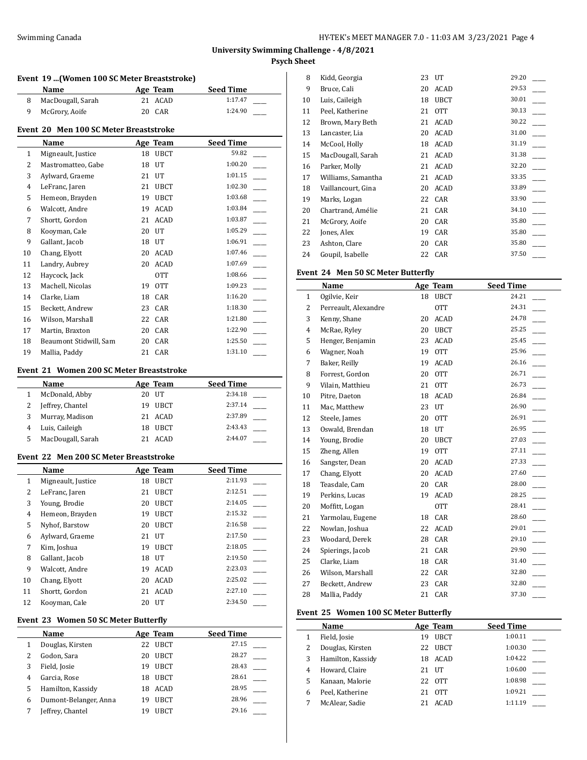**University Swimming Challenge - 4/8/2021**

**Psych Sheet**

### Event 19 ...(Women 100 SC Meter Breaststroke)

| | Name | Age | Team | Seed Time |
|---|---|---|---|---|
| 8 | MacDougall, Sarah | 21 | ACAD | 1:17.47 |
| 9 | McGrory, Aoife | 20 | CAR | 1:24.90 |

### Event 20 Men 100 SC Meter Breaststroke

| | Name | Age | Team | Seed Time |
|---|---|---|---|---|
| 1 | Migneault, Justice | 18 | UBCT | 59.82 |
| 2 | Mastromatteo, Gabe | 18 | UT | 1:00.20 |
| 3 | Aylward, Graeme | 21 | UT | 1:01.15 |
| 4 | LeFranc, Jaren | 21 | UBCT | 1:02.30 |
| 5 | Hemeon, Brayden | 19 | UBCT | 1:03.68 |
| 6 | Walcott, Andre | 19 | ACAD | 1:03.84 |
| 7 | Shortt, Gordon | 21 | ACAD | 1:03.87 |
| 8 | Kooyman, Cale | 20 | UT | 1:05.29 |
| 9 | Gallant, Jacob | 18 | UT | 1:06.91 |
| 10 | Chang, Elyott | 20 | ACAD | 1:07.46 |
| 11 | Landry, Aubrey | 20 | ACAD | 1:07.69 |
| 12 | Haycock, Jack | | OTT | 1:08.66 |
| 13 | Machell, Nicolas | 19 | OTT | 1:09.23 |
| 14 | Clarke, Liam | 18 | CAR | 1:16.20 |
| 15 | Beckett, Andrew | 23 | CAR | 1:18.30 |
| 16 | Wilson, Marshall | 22 | CAR | 1:21.80 |
| 17 | Martin, Braxton | 20 | CAR | 1:22.90 |
| 18 | Beaumont Stidwill, Sam | 20 | CAR | 1:25.50 |
| 19 | Mallia, Paddy | 21 | CAR | 1:31.10 |

### Event 21 Women 200 SC Meter Breaststroke

| | Name | Age | Team | Seed Time |
|---|---|---|---|---|
| 1 | McDonald, Abby | 20 | UT | 2:34.18 |
| 2 | Jeffrey, Chantel | 19 | UBCT | 2:37.14 |
| 3 | Murray, Madison | 21 | ACAD | 2:37.89 |
| 4 | Luis, Caileigh | 18 | UBCT | 2:43.43 |
| 5 | MacDougall, Sarah | 21 | ACAD | 2:44.07 |

### Event 22 Men 200 SC Meter Breaststroke

| | Name | Age | Team | Seed Time |
|---|---|---|---|---|
| 1 | Migneault, Justice | 18 | UBCT | 2:11.93 |
| 2 | LeFranc, Jaren | 21 | UBCT | 2:12.51 |
| 3 | Young, Brodie | 20 | UBCT | 2:14.05 |
| 4 | Hemeon, Brayden | 19 | UBCT | 2:15.32 |
| 5 | Nyhof, Barstow | 20 | UBCT | 2:16.58 |
| 6 | Aylward, Graeme | 21 | UT | 2:17.50 |
| 7 | Kim, Joshua | 19 | UBCT | 2:18.05 |
| 8 | Gallant, Jacob | 18 | UT | 2:19.50 |
| 9 | Walcott, Andre | 19 | ACAD | 2:23.03 |
| 10 | Chang, Elyott | 20 | ACAD | 2:25.02 |
| 11 | Shortt, Gordon | 21 | ACAD | 2:27.10 |
| 12 | Kooyman, Cale | 20 | UT | 2:34.50 |

### Event 23 Women 50 SC Meter Butterfly

| | Name | Age | Team | Seed Time |
|---|---|---|---|---|
| 1 | Douglas, Kirsten | 22 | UBCT | 27.15 |
| 2 | Godon, Sara | 20 | UBCT | 28.27 |
| 3 | Field, Josie | 19 | UBCT | 28.43 |
| 4 | Garcia, Rose | 18 | UBCT | 28.61 |
| 5 | Hamilton, Kassidy | 18 | ACAD | 28.95 |
| 6 | Dumont-Belanger, Anna | 19 | UBCT | 28.96 |
| 7 | Jeffrey, Chantel | 19 | UBCT | 29.16 |
| 8 | Kidd, Georgia | 23 | UT | 29.20 |
| 9 | Bruce, Cali | 20 | ACAD | 29.53 |
| 10 | Luis, Caileigh | 18 | UBCT | 30.01 |
| 11 | Peel, Katherine | 21 | OTT | 30.13 |
| 12 | Brown, Mary Beth | 21 | ACAD | 30.22 |
| 13 | Lancaster, Lia | 20 | ACAD | 31.00 |
| 14 | McCool, Holly | 18 | ACAD | 31.19 |
| 15 | MacDougall, Sarah | 21 | ACAD | 31.38 |
| 16 | Parker, Molly | 21 | ACAD | 32.20 |
| 17 | Williams, Samantha | 21 | ACAD | 33.35 |
| 18 | Vaillancourt, Gina | 20 | ACAD | 33.89 |
| 19 | Marks, Logan | 22 | CAR | 33.90 |
| 20 | Chartrand, Amélie | 21 | CAR | 34.10 |
| 21 | McGrory, Aoife | 20 | CAR | 35.80 |
| 22 | Jones, Alex | 19 | CAR | 35.80 |
| 23 | Ashton, Clare | 20 | CAR | 35.80 |
| 24 | Goupil, Isabelle | 22 | CAR | 37.50 |

### Event 24 Men 50 SC Meter Butterfly

| | Name | Age | Team | Seed Time |
|---|---|---|---|---|
| 1 | Ogilvie, Keir | 18 | UBCT | 24.21 |
| 2 | Perreault, Alexandre | | OTT | 24.31 |
| 3 | Kenny, Shane | 20 | ACAD | 24.78 |
| 4 | McRae, Ryley | 20 | UBCT | 25.25 |
| 5 | Henger, Benjamin | 23 | ACAD | 25.45 |
| 6 | Wagner, Noah | 19 | OTT | 25.96 |
| 7 | Baker, Reilly | 19 | ACAD | 26.16 |
| 8 | Forrest, Gordon | 20 | OTT | 26.71 |
| 9 | Vilain, Matthieu | 21 | OTT | 26.73 |
| 10 | Pitre, Daeton | 18 | ACAD | 26.84 |
| 11 | Mac, Matthew | 23 | UT | 26.90 |
| 12 | Steele, James | 20 | OTT | 26.91 |
| 13 | Oswald, Brendan | 18 | UT | 26.95 |
| 14 | Young, Brodie | 20 | UBCT | 27.03 |
| 15 | Zheng, Allen | 19 | OTT | 27.11 |
| 16 | Sangster, Dean | 20 | ACAD | 27.33 |
| 17 | Chang, Elyott | 20 | ACAD | 27.60 |
| 18 | Teasdale, Cam | 20 | CAR | 28.00 |
| 19 | Perkins, Lucas | 19 | ACAD | 28.25 |
| 20 | Moffitt, Logan | | OTT | 28.41 |
| 21 | Yarmolau, Eugene | 18 | CAR | 28.60 |
| 22 | Nowlan, Joshua | 22 | ACAD | 29.01 |
| 23 | Woodard, Derek | 28 | CAR | 29.10 |
| 24 | Spierings, Jacob | 21 | CAR | 29.90 |
| 25 | Clarke, Liam | 18 | CAR | 31.40 |
| 26 | Wilson, Marshall | 22 | CAR | 32.80 |
| 27 | Beckett, Andrew | 23 | CAR | 32.80 |
| 28 | Mallia, Paddy | 21 | CAR | 37.30 |

### Event 25 Women 100 SC Meter Butterfly

| | Name | Age | Team | Seed Time |
|---|---|---|---|---|
| 1 | Field, Josie | 19 | UBCT | 1:00.11 |
| 2 | Douglas, Kirsten | 22 | UBCT | 1:00.30 |
| 3 | Hamilton, Kassidy | 18 | ACAD | 1:04.22 |
| 4 | Howard, Claire | 21 | UT | 1:06.00 |
| 5 | Kanaan, Malorie | 22 | OTT | 1:08.98 |
| 6 | Peel, Katherine | 21 | OTT | 1:09.21 |
| 7 | McAlear, Sadie | 21 | ACAD | 1:11.19 |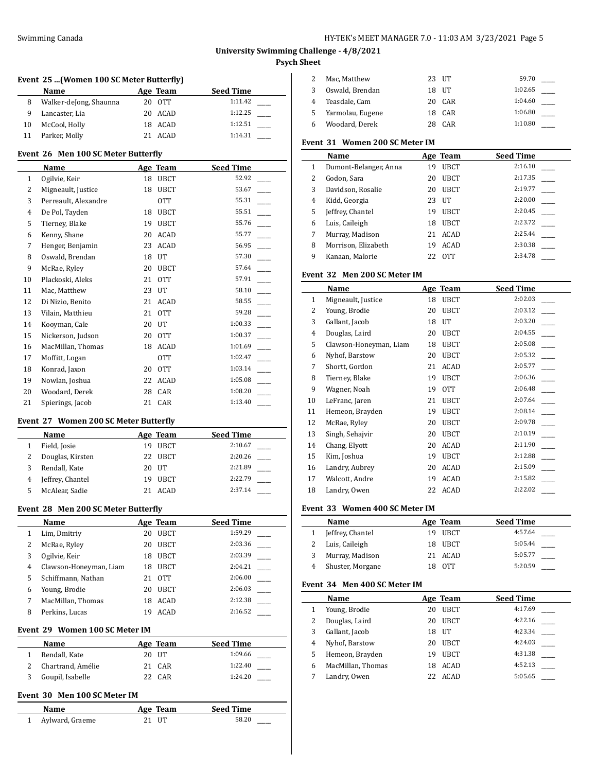**University Swimming Challenge - 4/8/2021**

**Psych Sheet**

### Event 25 ...(Women 100 SC Meter Butterfly)

| | Name | Age | Team | Seed Time | |
|---|---|---|---|---|---|
| 8 | Walker-deJong, Shaunna | 20 | OTT | 1:11.42 | ____ |
| 9 | Lancaster, Lia | 20 | ACAD | 1:12.25 | ____ |
| 10 | McCool, Holly | 18 | ACAD | 1:12.51 | ____ |
| 11 | Parker, Molly | 21 | ACAD | 1:14.31 | ____ |

### Event 26 Men 100 SC Meter Butterfly

| | Name | Age | Team | Seed Time | |
|---|---|---|---|---|---|
| 1 | Ogilvie, Keir | 18 | UBCT | 52.92 | ____ |
| 2 | Migneault, Justice | 18 | UBCT | 53.67 | ____ |
| 3 | Perreault, Alexandre | | OTT | 55.31 | ____ |
| 4 | De Pol, Tayden | 18 | UBCT | 55.51 | ____ |
| 5 | Tierney, Blake | 19 | UBCT | 55.76 | ____ |
| 6 | Kenny, Shane | 20 | ACAD | 55.77 | ____ |
| 7 | Henger, Benjamin | 23 | ACAD | 56.95 | ____ |
| 8 | Oswald, Brendan | 18 | UT | 57.30 | ____ |
| 9 | McRae, Ryley | 20 | UBCT | 57.64 | ____ |
| 10 | Plackoski, Aleks | 21 | OTT | 57.91 | ____ |
| 11 | Mac, Matthew | 23 | UT | 58.10 | ____ |
| 12 | Di Nizio, Benito | 21 | ACAD | 58.55 | ____ |
| 13 | Vilain, Matthieu | 21 | OTT | 59.28 | ____ |
| 14 | Kooyman, Cale | 20 | UT | 1:00.33 | ____ |
| 15 | Nickerson, Judson | 20 | OTT | 1:00.37 | ____ |
| 16 | MacMillan, Thomas | 18 | ACAD | 1:01.69 | ____ |
| 17 | Moffitt, Logan | | OTT | 1:02.47 | ____ |
| 18 | Konrad, Jaxon | 20 | OTT | 1:03.14 | ____ |
| 19 | Nowlan, Joshua | 22 | ACAD | 1:05.08 | ____ |
| 20 | Woodard, Derek | 28 | CAR | 1:08.20 | ____ |
| 21 | Spierings, Jacob | 21 | CAR | 1:13.40 | ____ |

### Event 27 Women 200 SC Meter Butterfly

| | Name | Age | Team | Seed Time | |
|---|---|---|---|---|---|
| 1 | Field, Josie | 19 | UBCT | 2:10.67 | ____ |
| 2 | Douglas, Kirsten | 22 | UBCT | 2:20.26 | ____ |
| 3 | Rendall, Kate | 20 | UT | 2:21.89 | ____ |
| 4 | Jeffrey, Chantel | 19 | UBCT | 2:22.79 | ____ |
| 5 | McAlear, Sadie | 21 | ACAD | 2:37.14 | ____ |

### Event 28 Men 200 SC Meter Butterfly

| | Name | Age | Team | Seed Time | |
|---|---|---|---|---|---|
| 1 | Lim, Dmitriy | 20 | UBCT | 1:59.29 | ____ |
| 2 | McRae, Ryley | 20 | UBCT | 2:03.36 | ____ |
| 3 | Ogilvie, Keir | 18 | UBCT | 2:03.39 | ____ |
| 4 | Clawson-Honeyman, Liam | 18 | UBCT | 2:04.21 | ____ |
| 5 | Schiffmann, Nathan | 21 | OTT | 2:06.00 | ____ |
| 6 | Young, Brodie | 20 | UBCT | 2:06.03 | ____ |
| 7 | MacMillan, Thomas | 18 | ACAD | 2:12.38 | ____ |
| 8 | Perkins, Lucas | 19 | ACAD | 2:16.52 | ____ |

### Event 29 Women 100 SC Meter IM

| | Name | Age | Team | Seed Time | |
|---|---|---|---|---|---|
| 1 | Rendall, Kate | 20 | UT | 1:09.66 | ____ |
| 2 | Chartrand, Amélie | 21 | CAR | 1:22.40 | ____ |
| 3 | Goupil, Isabelle | 22 | CAR | 1:24.20 | ____ |

### Event 30 Men 100 SC Meter IM

| | Name | Age | Team | Seed Time | |
|---|---|---|---|---|---|
| 1 | Aylward, Graeme | 21 | UT | 58.20 | ____ |
| 2 | Mac, Matthew | 23 | UT | 59.70 | ____ |
| 3 | Oswald, Brendan | 18 | UT | 1:02.65 | ____ |
| 4 | Teasdale, Cam | 20 | CAR | 1:04.60 | ____ |
| 5 | Yarmolau, Eugene | 18 | CAR | 1:06.80 | ____ |
| 6 | Woodard, Derek | 28 | CAR | 1:10.80 | ____ |

### Event 31 Women 200 SC Meter IM

| | Name | Age | Team | Seed Time | |
|---|---|---|---|---|---|
| 1 | Dumont-Belanger, Anna | 19 | UBCT | 2:16.10 | ____ |
| 2 | Godon, Sara | 20 | UBCT | 2:17.35 | ____ |
| 3 | Davidson, Rosalie | 20 | UBCT | 2:19.77 | ____ |
| 4 | Kidd, Georgia | 23 | UT | 2:20.00 | ____ |
| 5 | Jeffrey, Chantel | 19 | UBCT | 2:20.45 | ____ |
| 6 | Luis, Caileigh | 18 | UBCT | 2:23.72 | ____ |
| 7 | Murray, Madison | 21 | ACAD | 2:25.44 | ____ |
| 8 | Morrison, Elizabeth | 19 | ACAD | 2:30.38 | ____ |
| 9 | Kanaan, Malorie | 22 | OTT | 2:34.78 | ____ |

### Event 32 Men 200 SC Meter IM

| | Name | Age | Team | Seed Time | |
|---|---|---|---|---|---|
| 1 | Migneault, Justice | 18 | UBCT | 2:02.03 | ____ |
| 2 | Young, Brodie | 20 | UBCT | 2:03.12 | ____ |
| 3 | Gallant, Jacob | 18 | UT | 2:03.20 | ____ |
| 4 | Douglas, Laird | 20 | UBCT | 2:04.55 | ____ |
| 5 | Clawson-Honeyman, Liam | 18 | UBCT | 2:05.08 | ____ |
| 6 | Nyhof, Barstow | 20 | UBCT | 2:05.32 | ____ |
| 7 | Shortt, Gordon | 21 | ACAD | 2:05.77 | ____ |
| 8 | Tierney, Blake | 19 | UBCT | 2:06.36 | ____ |
| 9 | Wagner, Noah | 19 | OTT | 2:06.48 | ____ |
| 10 | LeFranc, Jaren | 21 | UBCT | 2:07.64 | ____ |
| 11 | Hemeon, Brayden | 19 | UBCT | 2:08.14 | ____ |
| 12 | McRae, Ryley | 20 | UBCT | 2:09.78 | ____ |
| 13 | Singh, Sehajvir | 20 | UBCT | 2:10.19 | ____ |
| 14 | Chang, Elyott | 20 | ACAD | 2:11.90 | ____ |
| 15 | Kim, Joshua | 19 | UBCT | 2:12.88 | ____ |
| 16 | Landry, Aubrey | 20 | ACAD | 2:15.09 | ____ |
| 17 | Walcott, Andre | 19 | ACAD | 2:15.82 | ____ |
| 18 | Landry, Owen | 22 | ACAD | 2:22.02 | ____ |

### Event 33 Women 400 SC Meter IM

| | Name | Age | Team | Seed Time | |
|---|---|---|---|---|---|
| 1 | Jeffrey, Chantel | 19 | UBCT | 4:57.64 | ____ |
| 2 | Luis, Caileigh | 18 | UBCT | 5:05.44 | ____ |
| 3 | Murray, Madison | 21 | ACAD | 5:05.77 | ____ |
| 4 | Shuster, Morgane | 18 | OTT | 5:20.59 | ____ |

### Event 34 Men 400 SC Meter IM

| | Name | Age | Team | Seed Time | |
|---|---|---|---|---|---|
| 1 | Young, Brodie | 20 | UBCT | 4:17.69 | ____ |
| 2 | Douglas, Laird | 20 | UBCT | 4:22.16 | ____ |
| 3 | Gallant, Jacob | 18 | UT | 4:23.34 | ____ |
| 4 | Nyhof, Barstow | 20 | UBCT | 4:24.03 | ____ |
| 5 | Hemeon, Brayden | 19 | UBCT | 4:31.38 | ____ |
| 6 | MacMillan, Thomas | 18 | ACAD | 4:52.13 | ____ |
| 7 | Landry, Owen | 22 | ACAD | 5:05.65 | ____ |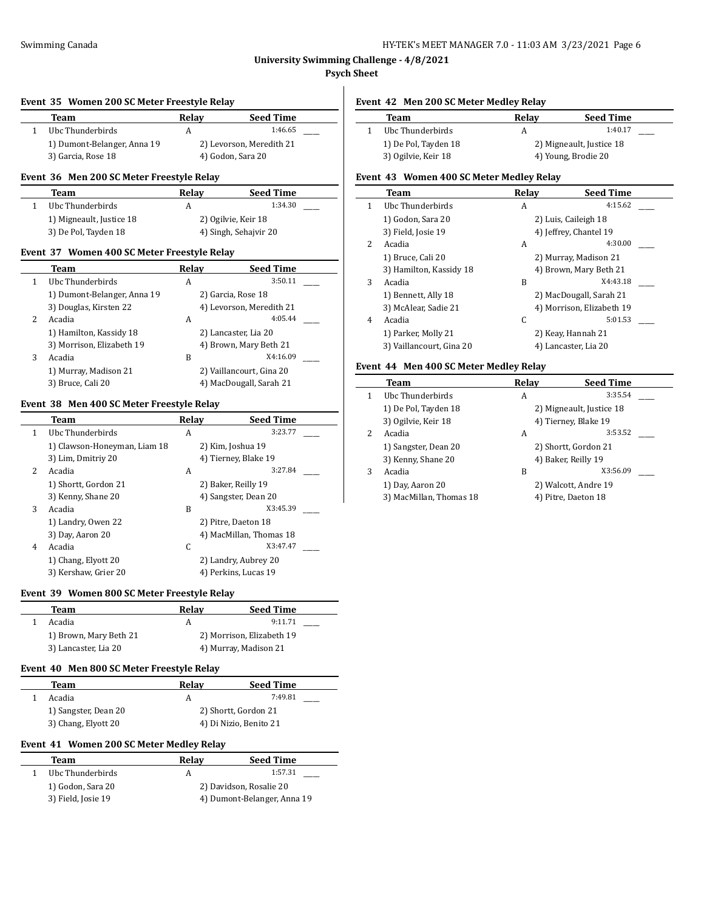## University Swimming Challenge - 4/8/2021

### Psych Sheet

#### Event 35 Women 200 SC Meter Freestyle Relay

| | Team | Relay | Seed Time | |
|---|---|---|---|---|
| 1 | Ubc Thunderbirds | A | 1:46.65 | ____ |
| | 1) Dumont-Belanger, Anna 19 | | 2) Levorson, Meredith 21 | |
| | 3) Garcia, Rose 18 | | 4) Godon, Sara 20 | |

#### Event 36 Men 200 SC Meter Freestyle Relay

| | Team | Relay | Seed Time | |
|---|---|---|---|---|
| 1 | Ubc Thunderbirds | A | 1:34.30 | ____ |
| | 1) Migneault, Justice 18 | | 2) Ogilvie, Keir 18 | |
| | 3) De Pol, Tayden 18 | | 4) Singh, Sehajvir 20 | |

#### Event 37 Women 400 SC Meter Freestyle Relay

| | Team | Relay | Seed Time | |
|---|---|---|---|---|
| 1 | Ubc Thunderbirds | A | 3:50.11 | ____ |
| | 1) Dumont-Belanger, Anna 19 | | 2) Garcia, Rose 18 | |
| | 3) Douglas, Kirsten 22 | | 4) Levorson, Meredith 21 | |
| 2 | Acadia | A | 4:05.44 | ____ |
| | 1) Hamilton, Kassidy 18 | | 2) Lancaster, Lia 20 | |
| | 3) Morrison, Elizabeth 19 | | 4) Brown, Mary Beth 21 | |
| 3 | Acadia | B | X4:16.09 | ____ |
| | 1) Murray, Madison 21 | | 2) Vaillancourt, Gina 20 | |
| | 3) Bruce, Cali 20 | | 4) MacDougall, Sarah 21 | |

#### Event 38 Men 400 SC Meter Freestyle Relay

| | Team | Relay | Seed Time | |
|---|---|---|---|---|
| 1 | Ubc Thunderbirds | A | 3:23.77 | ____ |
| | 1) Clawson-Honeyman, Liam 18 | | 2) Kim, Joshua 19 | |
| | 3) Lim, Dmitriy 20 | | 4) Tierney, Blake 19 | |
| 2 | Acadia | A | 3:27.84 | ____ |
| | 1) Shortt, Gordon 21 | | 2) Baker, Reilly 19 | |
| | 3) Kenny, Shane 20 | | 4) Sangster, Dean 20 | |
| 3 | Acadia | B | X3:45.39 | ____ |
| | 1) Landry, Owen 22 | | 2) Pitre, Daeton 18 | |
| | 3) Day, Aaron 20 | | 4) MacMillan, Thomas 18 | |
| 4 | Acadia | C | X3:47.47 | ____ |
| | 1) Chang, Elyott 20 | | 2) Landry, Aubrey 20 | |
| | 3) Kershaw, Grier 20 | | 4) Perkins, Lucas 19 | |

#### Event 39 Women 800 SC Meter Freestyle Relay

| | Team | Relay | Seed Time | |
|---|---|---|---|---|
| 1 | Acadia | A | 9:11.71 | ____ |
| | 1) Brown, Mary Beth 21 | | 2) Morrison, Elizabeth 19 | |
| | 3) Lancaster, Lia 20 | | 4) Murray, Madison 21 | |

#### Event 40 Men 800 SC Meter Freestyle Relay

| | Team | Relay | Seed Time | |
|---|---|---|---|---|
| 1 | Acadia | A | 7:49.81 | ____ |
| | 1) Sangster, Dean 20 | | 2) Shortt, Gordon 21 | |
| | 3) Chang, Elyott 20 | | 4) Di Nizio, Benito 21 | |

#### Event 41 Women 200 SC Meter Medley Relay

| | Team | Relay | Seed Time | |
|---|---|---|---|---|
| 1 | Ubc Thunderbirds | A | 1:57.31 | ____ |
| | 1) Godon, Sara 20 | | 2) Davidson, Rosalie 20 | |
| | 3) Field, Josie 19 | | 4) Dumont-Belanger, Anna 19 | |

#### Event 42 Men 200 SC Meter Medley Relay

| | Team | Relay | Seed Time | |
|---|---|---|---|---|
| 1 | Ubc Thunderbirds | A | 1:40.17 | ____ |
| | 1) De Pol, Tayden 18 | | 2) Migneault, Justice 18 | |
| | 3) Ogilvie, Keir 18 | | 4) Young, Brodie 20 | |

#### Event 43 Women 400 SC Meter Medley Relay

| | Team | Relay | Seed Time | |
|---|---|---|---|---|
| 1 | Ubc Thunderbirds | A | 4:15.62 | ____ |
| | 1) Godon, Sara 20 | | 2) Luis, Caileigh 18 | |
| | 3) Field, Josie 19 | | 4) Jeffrey, Chantel 19 | |
| 2 | Acadia | A | 4:30.00 | ____ |
| | 1) Bruce, Cali 20 | | 2) Murray, Madison 21 | |
| | 3) Hamilton, Kassidy 18 | | 4) Brown, Mary Beth 21 | |
| 3 | Acadia | B | X4:43.18 | ____ |
| | 1) Bennett, Ally 18 | | 2) MacDougall, Sarah 21 | |
| | 3) McAlear, Sadie 21 | | 4) Morrison, Elizabeth 19 | |
| 4 | Acadia | C | 5:01.53 | ____ |
| | 1) Parker, Molly 21 | | 2) Keay, Hannah 21 | |
| | 3) Vaillancourt, Gina 20 | | 4) Lancaster, Lia 20 | |

#### Event 44 Men 400 SC Meter Medley Relay

| | Team | Relay | Seed Time | |
|---|---|---|---|---|
| 1 | Ubc Thunderbirds | A | 3:35.54 | ____ |
| | 1) De Pol, Tayden 18 | | 2) Migneault, Justice 18 | |
| | 3) Ogilvie, Keir 18 | | 4) Tierney, Blake 19 | |
| 2 | Acadia | A | 3:53.52 | ____ |
| | 1) Sangster, Dean 20 | | 2) Shortt, Gordon 21 | |
| | 3) Kenny, Shane 20 | | 4) Baker, Reilly 19 | |
| 3 | Acadia | B | X3:56.09 | ____ |
| | 1) Day, Aaron 20 | | 2) Walcott, Andre 19 | |
| | 3) MacMillan, Thomas 18 | | 4) Pitre, Daeton 18 | |